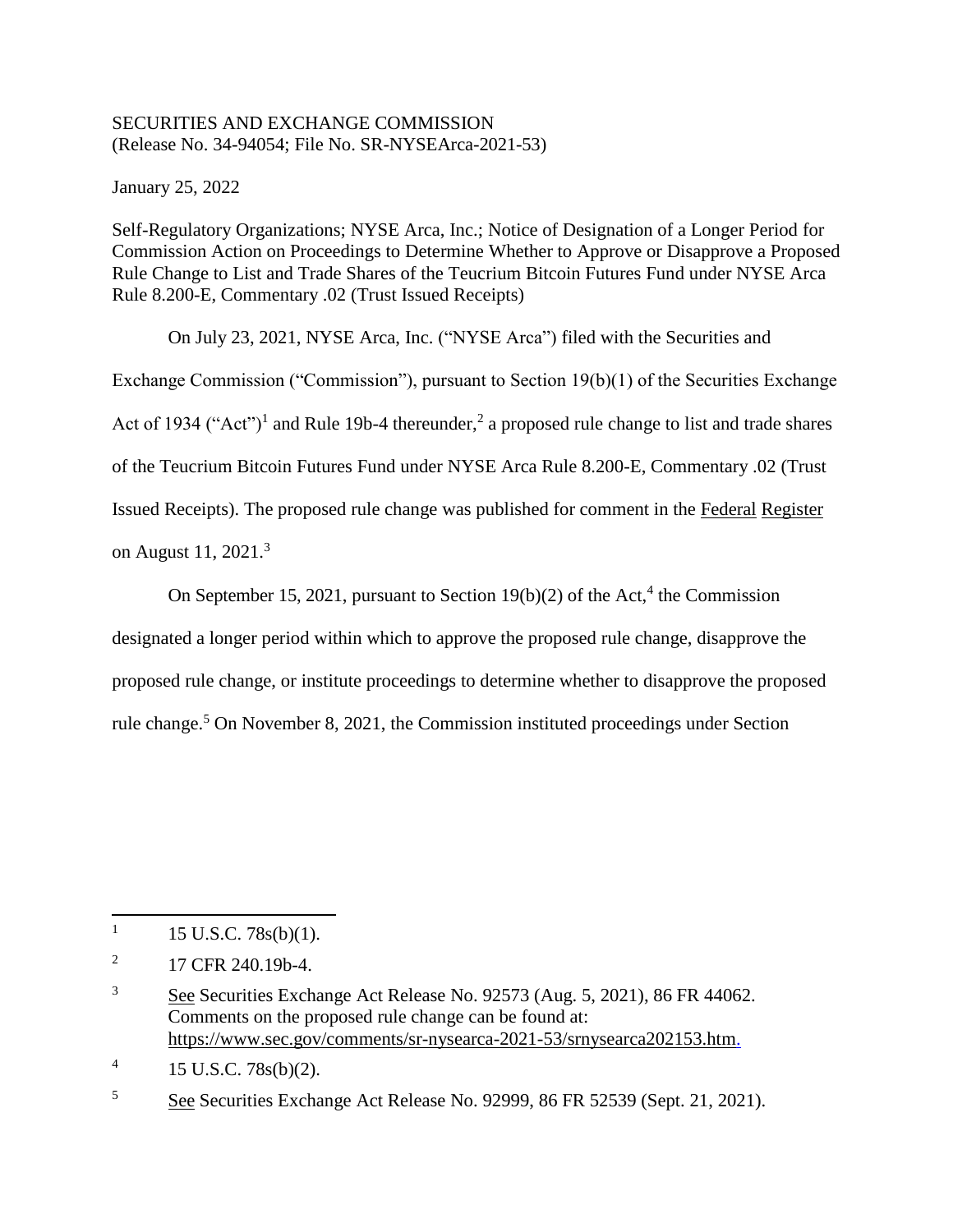SECURITIES AND EXCHANGE COMMISSION
(Release No. 34-94054; File No. SR-NYSEArca-2021-53)

January 25, 2022

Self-Regulatory Organizations; NYSE Arca, Inc.; Notice of Designation of a Longer Period for Commission Action on Proceedings to Determine Whether to Approve or Disapprove a Proposed Rule Change to List and Trade Shares of the Teucrium Bitcoin Futures Fund under NYSE Arca Rule 8.200-E, Commentary .02 (Trust Issued Receipts)

On July 23, 2021, NYSE Arca, Inc. ("NYSE Arca") filed with the Securities and Exchange Commission ("Commission"), pursuant to Section 19(b)(1) of the Securities Exchange Act of 1934 ("Act")[1] and Rule 19b-4 thereunder,[2] a proposed rule change to list and trade shares of the Teucrium Bitcoin Futures Fund under NYSE Arca Rule 8.200-E, Commentary .02 (Trust Issued Receipts). The proposed rule change was published for comment in the Federal Register on August 11, 2021.[3]

On September 15, 2021, pursuant to Section 19(b)(2) of the Act,[4] the Commission designated a longer period within which to approve the proposed rule change, disapprove the proposed rule change, or institute proceedings to determine whether to disapprove the proposed rule change.[5] On November 8, 2021, the Commission instituted proceedings under Section

---

[1] 15 U.S.C. 78s(b)(1).

[2] 17 CFR 240.19b-4.

[3] See Securities Exchange Act Release No. 92573 (Aug. 5, 2021), 86 FR 44062. Comments on the proposed rule change can be found at: https://www.sec.gov/comments/sr-nysearca-2021-53/srnysearca202153.htm.

[4] 15 U.S.C. 78s(b)(2).

[5] See Securities Exchange Act Release No. 92999, 86 FR 52539 (Sept. 21, 2021).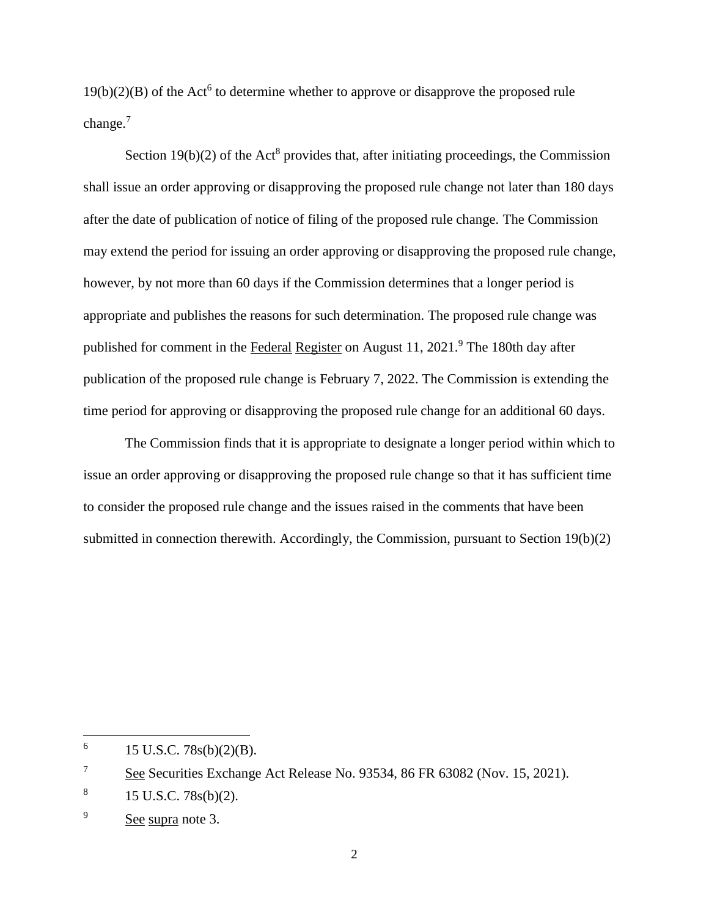19(b)(2)(B) of the Act[6] to determine whether to approve or disapprove the proposed rule change.[7]

Section 19(b)(2) of the Act[8] provides that, after initiating proceedings, the Commission shall issue an order approving or disapproving the proposed rule change not later than 180 days after the date of publication of notice of filing of the proposed rule change. The Commission may extend the period for issuing an order approving or disapproving the proposed rule change, however, by not more than 60 days if the Commission determines that a longer period is appropriate and publishes the reasons for such determination. The proposed rule change was published for comment in the Federal Register on August 11, 2021.[9] The 180th day after publication of the proposed rule change is February 7, 2022. The Commission is extending the time period for approving or disapproving the proposed rule change for an additional 60 days.

The Commission finds that it is appropriate to designate a longer period within which to issue an order approving or disapproving the proposed rule change so that it has sufficient time to consider the proposed rule change and the issues raised in the comments that have been submitted in connection therewith. Accordingly, the Commission, pursuant to Section 19(b)(2)

---

[6] 15 U.S.C. 78s(b)(2)(B).

[7] See Securities Exchange Act Release No. 93534, 86 FR 63082 (Nov. 15, 2021).

[8] 15 U.S.C. 78s(b)(2).

[9] See supra note 3.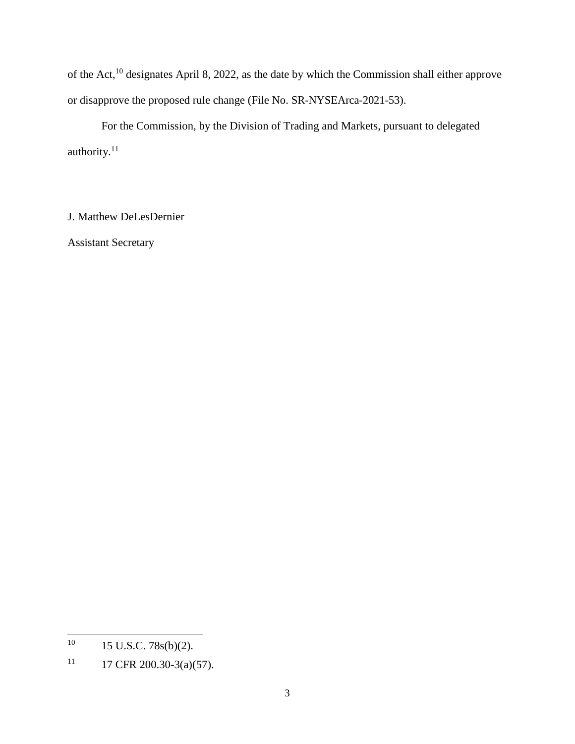of the Act,[10] designates April 8, 2022, as the date by which the Commission shall either approve or disapprove the proposed rule change (File No. SR-NYSEArca-2021-53).

For the Commission, by the Division of Trading and Markets, pursuant to delegated authority.[11]

J. Matthew DeLesDernier

Assistant Secretary

---

[10] 15 U.S.C. 78s(b)(2).

[11] 17 CFR 200.30-3(a)(57).